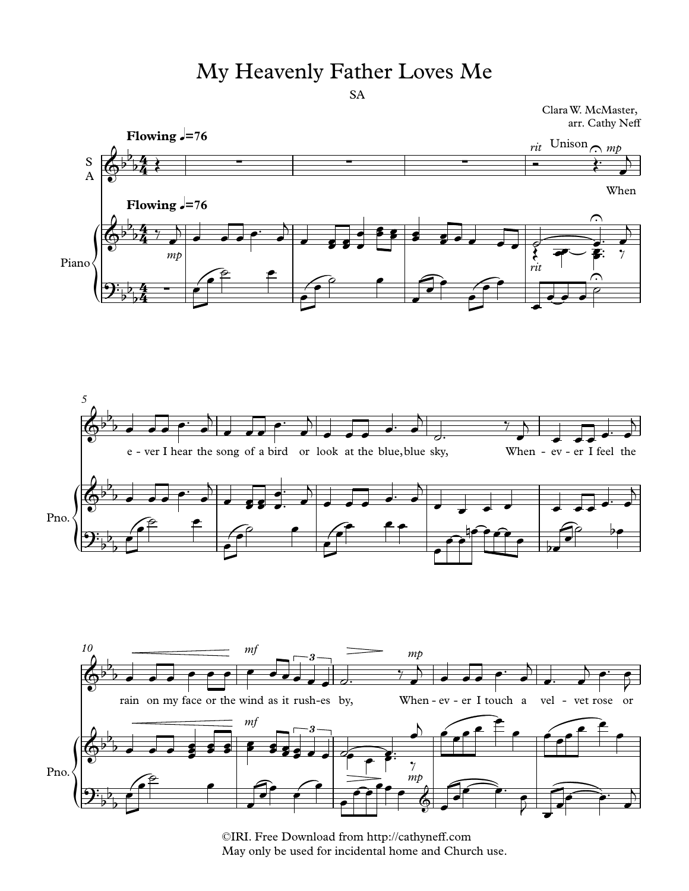# My Heavenly Father Loves Me

SA

Clara W. McMaster,
arr. Cathy Neff

**Flowing** ♩=76

When ever I hear the song of a bird or look at the blue, blue sky, When ever I feel the rain on my face or the wind as it rush-es by, When ever I touch a vel-vet rose or

©IRI. Free Download from http://cathyneff.com
May only be used for incidental home and Church use.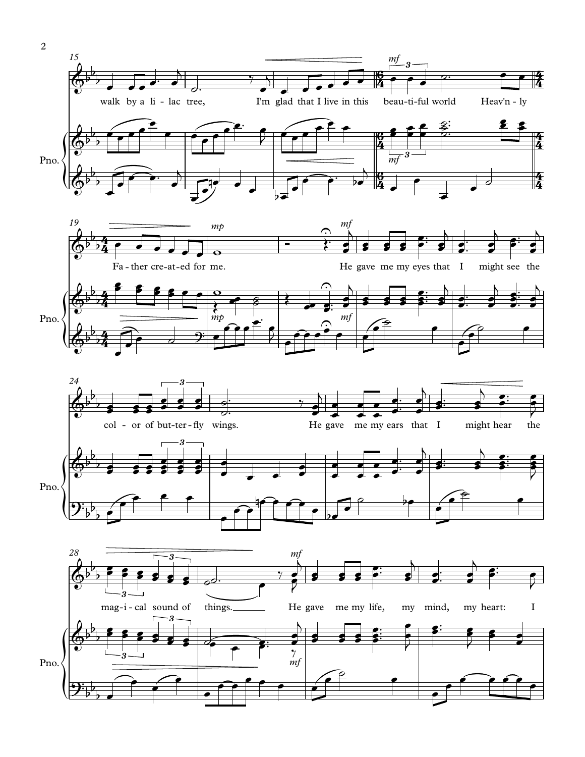walk by a li - lac tree, I'm glad that I live in this beau - ti - ful world Heav'n - ly

Fa - ther cre - at - ed for me. He gave me my eyes that I might see the

col - or of but - ter - fly wings. He gave me my ears that I might hear the

mag - i - cal sound of things. He gave me my life, my mind, my heart: I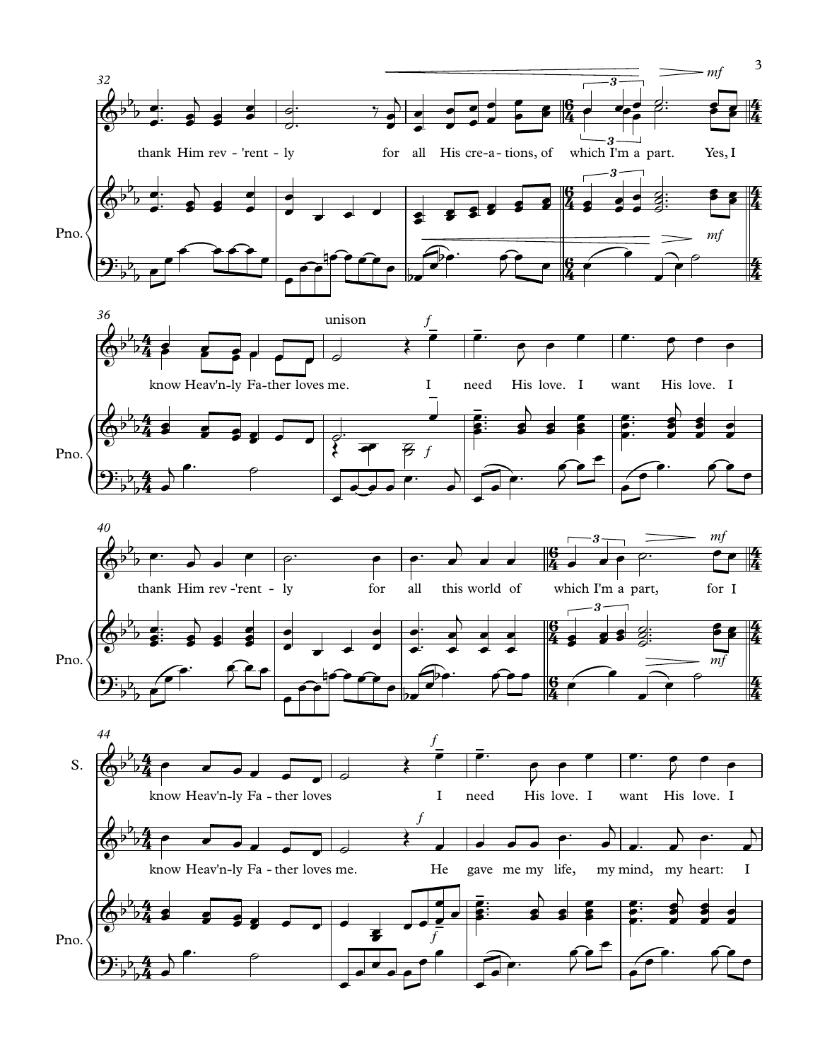thank Him rev - 'rent - ly for all His cre - a - tions, of which I'm a part. Yes, I

know Heav'n - ly Fa - ther loves me.

*unison*

I need His love. I want His love. I

thank Him rev - 'rent - ly for all this world of which I'm a part, for I

know Heav'n - ly Fa - ther loves I need His love. I want His love. I

know Heav'n - ly Fa - ther loves me. He gave me my life, my mind, my heart: I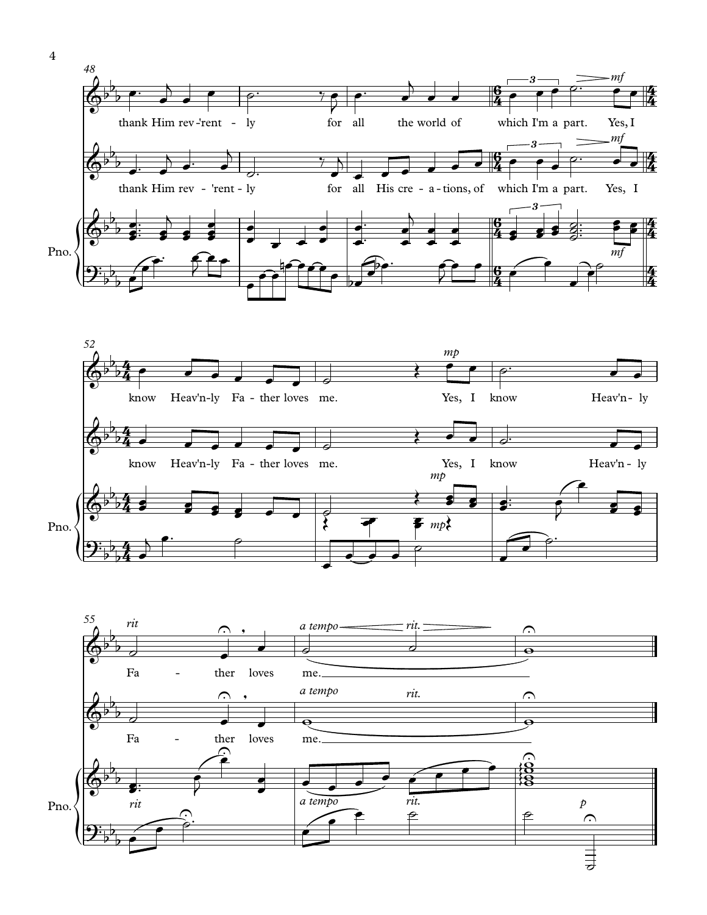48

thank Him rev - 'rent - ly for all the world of which I'm a part. Yes, I

thank Him rev - 'rent - ly for all His cre - a - tions, of which I'm a part. Yes, I

Pno.

52

know Heav'n-ly Fa - ther loves me. Yes, I know Heav'n - ly

know Heav'n-ly Fa - ther loves me. Yes, I know Heav'n - ly

Pno.

55

*rit* *a tempo* *rit.*

Fa - ther loves me.

Fa - ther loves me.

Pno.